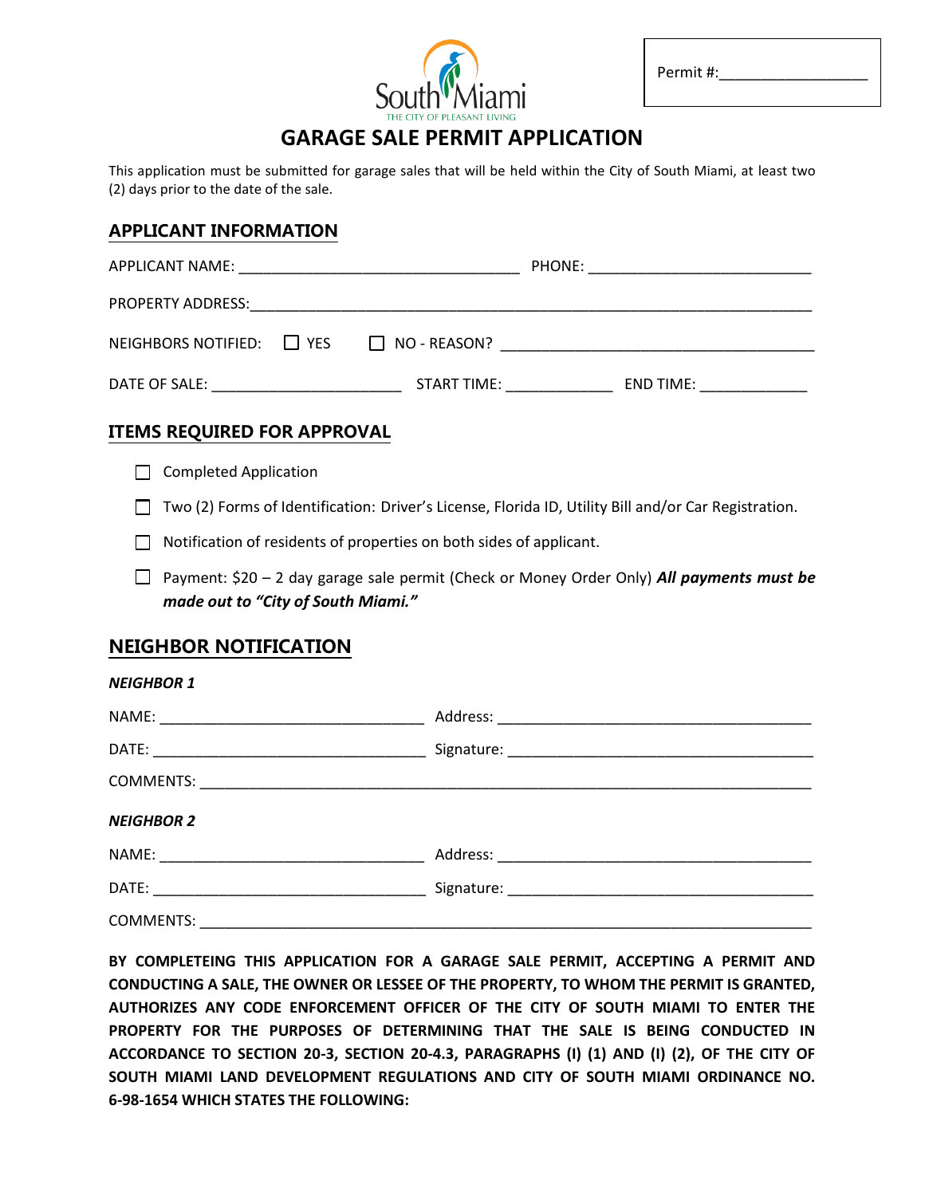Permit #:_________________

South Miami
THE CITY OF PLEASANT LIVING

# GARAGE SALE PERMIT APPLICATION

This application must be submitted for garage sales that will be held within the City of South Miami, at least two (2) days prior to the date of the sale.

## APPLICANT INFORMATION

APPLICANT NAME: __________________________________ PHONE: ___________________________

PROPERTY ADDRESS:_________________________________________________________________

NEIGHBORS NOTIFIED: ☐ YES ☐ NO - REASON? _______________________________________

DATE OF SALE: _______________________ START TIME: _____________ END TIME: _____________

## ITEMS REQUIRED FOR APPROVAL

- ☐ Completed Application
- ☐ Two (2) Forms of Identification: Driver's License, Florida ID, Utility Bill and/or Car Registration.
- ☐ Notification of residents of properties on both sides of applicant.
- ☐ Payment: $20 – 2 day garage sale permit (Check or Money Order Only) ***All payments must be made out to "City of South Miami."***

## NEIGHBOR NOTIFICATION

***NEIGHBOR 1***

NAME: ________________________________ Address: ______________________________________

DATE: _________________________________ Signature: _____________________________________

COMMENTS: ________________________________________________________________________

***NEIGHBOR 2***

NAME: ________________________________ Address: ______________________________________

DATE: _________________________________ Signature: _____________________________________

COMMENTS: ________________________________________________________________________

**BY COMPLETEING THIS APPLICATION FOR A GARAGE SALE PERMIT, ACCEPTING A PERMIT AND CONDUCTING A SALE, THE OWNER OR LESSEE OF THE PROPERTY, TO WHOM THE PERMIT IS GRANTED, AUTHORIZES ANY CODE ENFORCEMENT OFFICER OF THE CITY OF SOUTH MIAMI TO ENTER THE PROPERTY FOR THE PURPOSES OF DETERMINING THAT THE SALE IS BEING CONDUCTED IN ACCORDANCE TO SECTION 20-3, SECTION 20-4.3, PARAGRAPHS (I) (1) AND (I) (2), OF THE CITY OF SOUTH MIAMI LAND DEVELOPMENT REGULATIONS AND CITY OF SOUTH MIAMI ORDINANCE NO. 6-98-1654 WHICH STATES THE FOLLOWING:**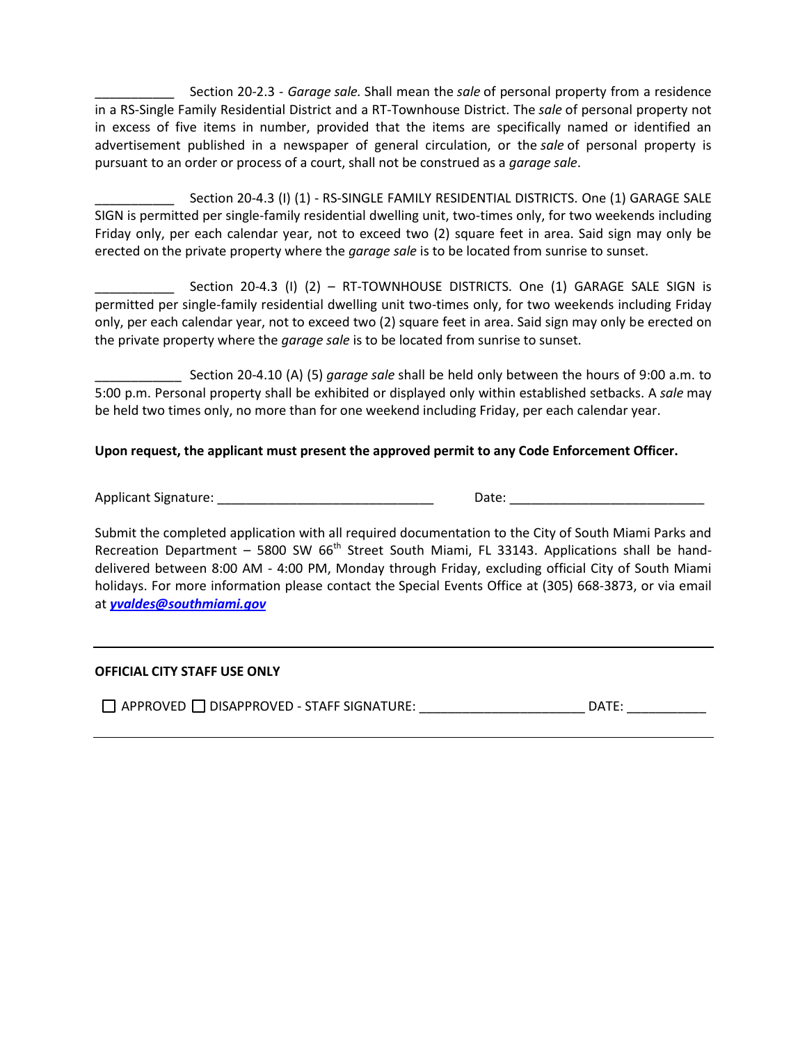___________ Section 20-2.3 - *Garage sale.* Shall mean the *sale* of personal property from a residence in a RS-Single Family Residential District and a RT-Townhouse District. The *sale* of personal property not in excess of five items in number, provided that the items are specifically named or identified an advertisement published in a newspaper of general circulation, or the *sale* of personal property is pursuant to an order or process of a court, shall not be construed as a *garage sale*.

___________ Section 20-4.3 (I) (1) - RS-SINGLE FAMILY RESIDENTIAL DISTRICTS. One (1) GARAGE SALE SIGN is permitted per single-family residential dwelling unit, two-times only, for two weekends including Friday only, per each calendar year, not to exceed two (2) square feet in area. Said sign may only be erected on the private property where the *garage sale* is to be located from sunrise to sunset.

___________ Section 20-4.3 (I) (2) – RT-TOWNHOUSE DISTRICTS. One (1) GARAGE SALE SIGN is permitted per single-family residential dwelling unit two-times only, for two weekends including Friday only, per each calendar year, not to exceed two (2) square feet in area. Said sign may only be erected on the private property where the *garage sale* is to be located from sunrise to sunset.

____________ Section 20-4.10 (A) (5) *garage sale* shall be held only between the hours of 9:00 a.m. to 5:00 p.m. Personal property shall be exhibited or displayed only within established setbacks. A *sale* may be held two times only, no more than for one weekend including Friday, per each calendar year.

**Upon request, the applicant must present the approved permit to any Code Enforcement Officer.**

Applicant Signature: ______________________________ Date: ___________________________

Submit the completed application with all required documentation to the City of South Miami Parks and Recreation Department – 5800 SW 66th Street South Miami, FL 33143. Applications shall be hand-delivered between 8:00 AM - 4:00 PM, Monday through Friday, excluding official City of South Miami holidays. For more information please contact the Special Events Office at (305) 668-3873, or via email at ***yvaldes@southmiami.gov***

---

**OFFICIAL CITY STAFF USE ONLY**

☐ APPROVED ☐ DISAPPROVED - STAFF SIGNATURE: _______________________ DATE: ___________

---